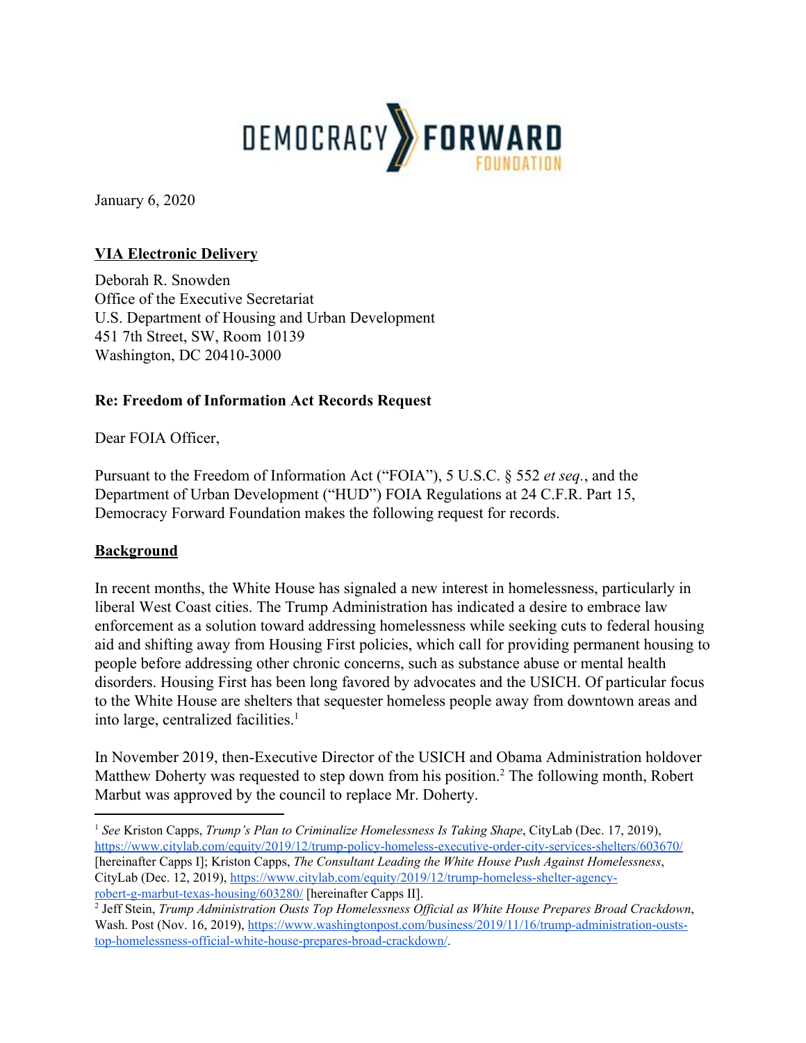DEMOCRACY FORWARD FOUNDATION

January 6, 2020

**VIA Electronic Delivery**

Deborah R. Snowden
Office of the Executive Secretariat
U.S. Department of Housing and Urban Development
451 7th Street, SW, Room 10139
Washington, DC 20410-3000

**Re: Freedom of Information Act Records Request**

Dear FOIA Officer,

Pursuant to the Freedom of Information Act ("FOIA"), 5 U.S.C. § 552 *et seq.*, and the Department of Urban Development ("HUD") FOIA Regulations at 24 C.F.R. Part 15, Democracy Forward Foundation makes the following request for records.

**Background**

In recent months, the White House has signaled a new interest in homelessness, particularly in liberal West Coast cities. The Trump Administration has indicated a desire to embrace law enforcement as a solution toward addressing homelessness while seeking cuts to federal housing aid and shifting away from Housing First policies, which call for providing permanent housing to people before addressing other chronic concerns, such as substance abuse or mental health disorders. Housing First has been long favored by advocates and the USICH. Of particular focus to the White House are shelters that sequester homeless people away from downtown areas and into large, centralized facilities.[1]

In November 2019, then-Executive Director of the USICH and Obama Administration holdover Matthew Doherty was requested to step down from his position.[2] The following month, Robert Marbut was approved by the council to replace Mr. Doherty.

---

[1] *See* Kriston Capps, *Trump's Plan to Criminalize Homelessness Is Taking Shape*, CityLab (Dec. 17, 2019), https://www.citylab.com/equity/2019/12/trump-policy-homeless-executive-order-city-services-shelters/603670/ [hereinafter Capps I]; Kriston Capps, *The Consultant Leading the White House Push Against Homelessness*, CityLab (Dec. 12, 2019), https://www.citylab.com/equity/2019/12/trump-homeless-shelter-agency-robert-g-marbut-texas-housing/603280/ [hereinafter Capps II].

[2] Jeff Stein, *Trump Administration Ousts Top Homelessness Official as White House Prepares Broad Crackdown*, Wash. Post (Nov. 16, 2019), https://www.washingtonpost.com/business/2019/11/16/trump-administration-ousts-top-homelessness-official-white-house-prepares-broad-crackdown/.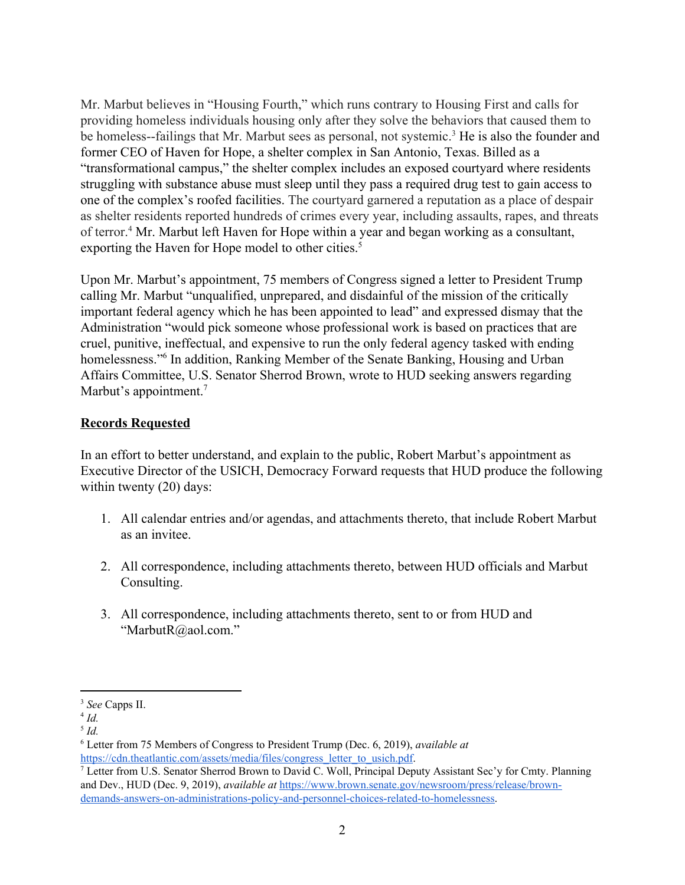Mr. Marbut believes in "Housing Fourth," which runs contrary to Housing First and calls for providing homeless individuals housing only after they solve the behaviors that caused them to be homeless--failings that Mr. Marbut sees as personal, not systemic.[3] He is also the founder and former CEO of Haven for Hope, a shelter complex in San Antonio, Texas. Billed as a "transformational campus," the shelter complex includes an exposed courtyard where residents struggling with substance abuse must sleep until they pass a required drug test to gain access to one of the complex's roofed facilities. The courtyard garnered a reputation as a place of despair as shelter residents reported hundreds of crimes every year, including assaults, rapes, and threats of terror.[4] Mr. Marbut left Haven for Hope within a year and began working as a consultant, exporting the Haven for Hope model to other cities.[5]

Upon Mr. Marbut's appointment, 75 members of Congress signed a letter to President Trump calling Mr. Marbut "unqualified, unprepared, and disdainful of the mission of the critically important federal agency which he has been appointed to lead" and expressed dismay that the Administration "would pick someone whose professional work is based on practices that are cruel, punitive, ineffectual, and expensive to run the only federal agency tasked with ending homelessness."[6] In addition, Ranking Member of the Senate Banking, Housing and Urban Affairs Committee, U.S. Senator Sherrod Brown, wrote to HUD seeking answers regarding Marbut's appointment.[7]

**Records Requested**

In an effort to better understand, and explain to the public, Robert Marbut's appointment as Executive Director of the USICH, Democracy Forward requests that HUD produce the following within twenty (20) days:

1. All calendar entries and/or agendas, and attachments thereto, that include Robert Marbut as an invitee.

2. All correspondence, including attachments thereto, between HUD officials and Marbut Consulting.

3. All correspondence, including attachments thereto, sent to or from HUD and "MarbutR@aol.com."

---

[3] *See* Capps II.

[4] *Id.*

[5] *Id.*

[6] Letter from 75 Members of Congress to President Trump (Dec. 6, 2019), *available at* https://cdn.theatlantic.com/assets/media/files/congress_letter_to_usich.pdf.

[7] Letter from U.S. Senator Sherrod Brown to David C. Woll, Principal Deputy Assistant Sec'y for Cmty. Planning and Dev., HUD (Dec. 9, 2019), *available at* https://www.brown.senate.gov/newsroom/press/release/brown-demands-answers-on-administrations-policy-and-personnel-choices-related-to-homelessness.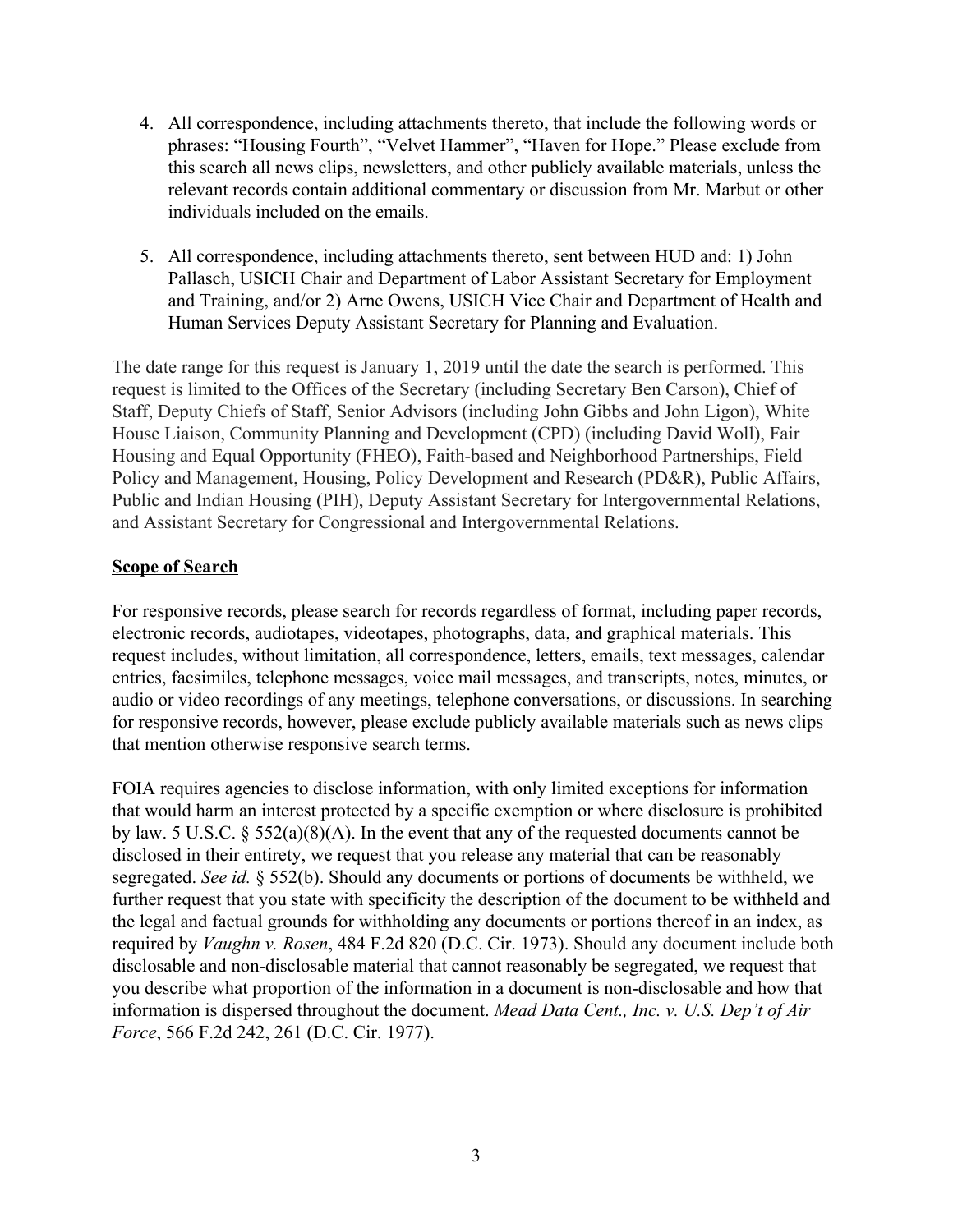4. All correspondence, including attachments thereto, that include the following words or phrases: "Housing Fourth", "Velvet Hammer", "Haven for Hope." Please exclude from this search all news clips, newsletters, and other publicly available materials, unless the relevant records contain additional commentary or discussion from Mr. Marbut or other individuals included on the emails.

5. All correspondence, including attachments thereto, sent between HUD and: 1) John Pallasch, USICH Chair and Department of Labor Assistant Secretary for Employment and Training, and/or 2) Arne Owens, USICH Vice Chair and Department of Health and Human Services Deputy Assistant Secretary for Planning and Evaluation.

The date range for this request is January 1, 2019 until the date the search is performed. This request is limited to the Offices of the Secretary (including Secretary Ben Carson), Chief of Staff, Deputy Chiefs of Staff, Senior Advisors (including John Gibbs and John Ligon), White House Liaison, Community Planning and Development (CPD) (including David Woll), Fair Housing and Equal Opportunity (FHEO), Faith-based and Neighborhood Partnerships, Field Policy and Management, Housing, Policy Development and Research (PD&R), Public Affairs, Public and Indian Housing (PIH), Deputy Assistant Secretary for Intergovernmental Relations, and Assistant Secretary for Congressional and Intergovernmental Relations.

**Scope of Search**

For responsive records, please search for records regardless of format, including paper records, electronic records, audiotapes, videotapes, photographs, data, and graphical materials. This request includes, without limitation, all correspondence, letters, emails, text messages, calendar entries, facsimiles, telephone messages, voice mail messages, and transcripts, notes, minutes, or audio or video recordings of any meetings, telephone conversations, or discussions. In searching for responsive records, however, please exclude publicly available materials such as news clips that mention otherwise responsive search terms.

FOIA requires agencies to disclose information, with only limited exceptions for information that would harm an interest protected by a specific exemption or where disclosure is prohibited by law. 5 U.S.C. § 552(a)(8)(A). In the event that any of the requested documents cannot be disclosed in their entirety, we request that you release any material that can be reasonably segregated. *See id.* § 552(b). Should any documents or portions of documents be withheld, we further request that you state with specificity the description of the document to be withheld and the legal and factual grounds for withholding any documents or portions thereof in an index, as required by *Vaughn v. Rosen*, 484 F.2d 820 (D.C. Cir. 1973). Should any document include both disclosable and non-disclosable material that cannot reasonably be segregated, we request that you describe what proportion of the information in a document is non-disclosable and how that information is dispersed throughout the document. *Mead Data Cent., Inc. v. U.S. Dep't of Air Force*, 566 F.2d 242, 261 (D.C. Cir. 1977).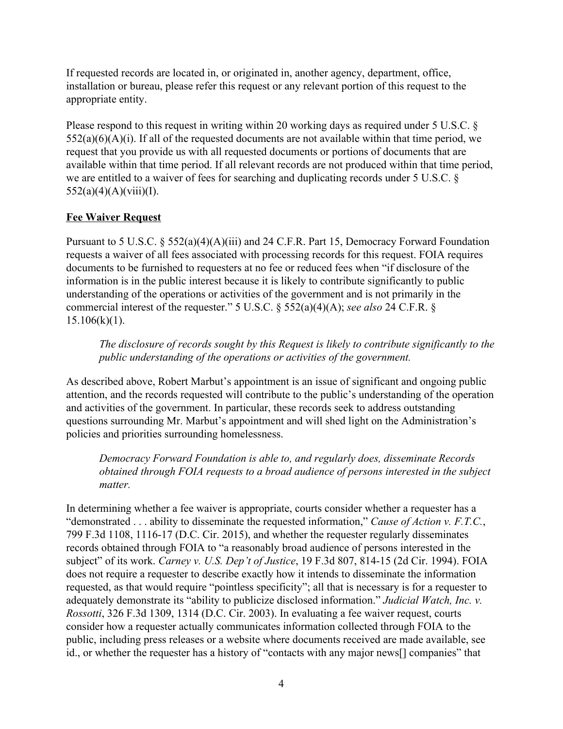If requested records are located in, or originated in, another agency, department, office, installation or bureau, please refer this request or any relevant portion of this request to the appropriate entity.

Please respond to this request in writing within 20 working days as required under 5 U.S.C. § 552(a)(6)(A)(i). If all of the requested documents are not available within that time period, we request that you provide us with all requested documents or portions of documents that are available within that time period. If all relevant records are not produced within that time period, we are entitled to a waiver of fees for searching and duplicating records under 5 U.S.C. § 552(a)(4)(A)(viii)(I).

**Fee Waiver Request**

Pursuant to 5 U.S.C. § 552(a)(4)(A)(iii) and 24 C.F.R. Part 15, Democracy Forward Foundation requests a waiver of all fees associated with processing records for this request. FOIA requires documents to be furnished to requesters at no fee or reduced fees when "if disclosure of the information is in the public interest because it is likely to contribute significantly to public understanding of the operations or activities of the government and is not primarily in the commercial interest of the requester." 5 U.S.C. § 552(a)(4)(A); *see also* 24 C.F.R. § 15.106(k)(1).

> *The disclosure of records sought by this Request is likely to contribute significantly to the public understanding of the operations or activities of the government.*

As described above, Robert Marbut's appointment is an issue of significant and ongoing public attention, and the records requested will contribute to the public's understanding of the operation and activities of the government. In particular, these records seek to address outstanding questions surrounding Mr. Marbut's appointment and will shed light on the Administration's policies and priorities surrounding homelessness.

> *Democracy Forward Foundation is able to, and regularly does, disseminate Records obtained through FOIA requests to a broad audience of persons interested in the subject matter.*

In determining whether a fee waiver is appropriate, courts consider whether a requester has a "demonstrated . . . ability to disseminate the requested information," *Cause of Action v. F.T.C.*, 799 F.3d 1108, 1116-17 (D.C. Cir. 2015), and whether the requester regularly disseminates records obtained through FOIA to "a reasonably broad audience of persons interested in the subject" of its work. *Carney v. U.S. Dep't of Justice*, 19 F.3d 807, 814-15 (2d Cir. 1994). FOIA does not require a requester to describe exactly how it intends to disseminate the information requested, as that would require "pointless specificity"; all that is necessary is for a requester to adequately demonstrate its "ability to publicize disclosed information." *Judicial Watch, Inc. v. Rossotti*, 326 F.3d 1309, 1314 (D.C. Cir. 2003). In evaluating a fee waiver request, courts consider how a requester actually communicates information collected through FOIA to the public, including press releases or a website where documents received are made available, see id., or whether the requester has a history of "contacts with any major news[] companies" that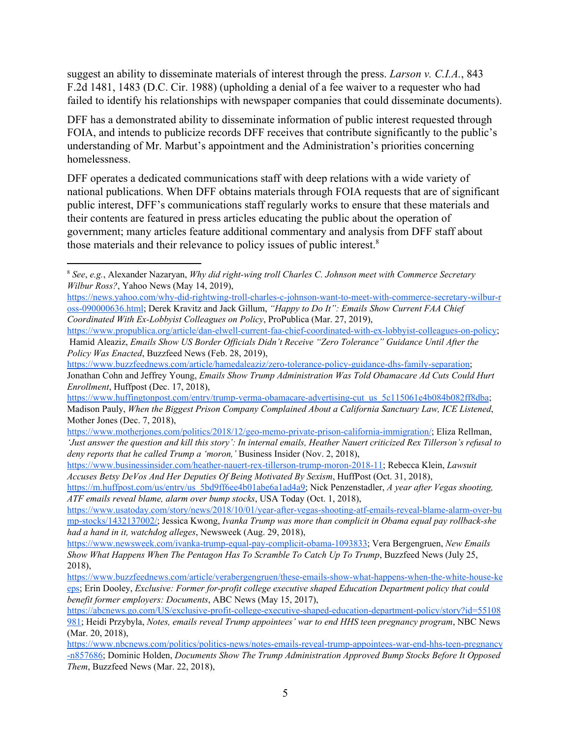suggest an ability to disseminate materials of interest through the press. *Larson v. C.I.A.*, 843 F.2d 1481, 1483 (D.C. Cir. 1988) (upholding a denial of a fee waiver to a requester who had failed to identify his relationships with newspaper companies that could disseminate documents).

DFF has a demonstrated ability to disseminate information of public interest requested through FOIA, and intends to publicize records DFF receives that contribute significantly to the public's understanding of Mr. Marbut's appointment and the Administration's priorities concerning homelessness.

DFF operates a dedicated communications staff with deep relations with a wide variety of national publications. When DFF obtains materials through FOIA requests that are of significant public interest, DFF's communications staff regularly works to ensure that these materials and their contents are featured in press articles educating the public about the operation of government; many articles feature additional commentary and analysis from DFF staff about those materials and their relevance to policy issues of public interest.[8]

---

[8] *See*, *e.g.*, Alexander Nazaryan, *Why did right-wing troll Charles C. Johnson meet with Commerce Secretary Wilbur Ross?*, Yahoo News (May 14, 2019), https://news.yahoo.com/why-did-rightwing-troll-charles-c-johnson-want-to-meet-with-commerce-secretary-wilbur-ross-090000636.html; Derek Kravitz and Jack Gillum, *"Happy to Do It": Emails Show Current FAA Chief Coordinated With Ex-Lobbyist Colleagues on Policy*, ProPublica (Mar. 27, 2019), https://www.propublica.org/article/dan-elwell-current-faa-chief-coordinated-with-ex-lobbyist-colleagues-on-policy; Hamid Aleaziz, *Emails Show US Border Officials Didn't Receive "Zero Tolerance" Guidance Until After the Policy Was Enacted*, Buzzfeed News (Feb. 28, 2019), https://www.buzzfeednews.com/article/hamedaleaziz/zero-tolerance-policy-guidance-dhs-family-separation; Jonathan Cohn and Jeffrey Young, *Emails Show Trump Administration Was Told Obamacare Ad Cuts Could Hurt Enrollment*, Huffpost (Dec. 17, 2018), https://www.huffingtonpost.com/entry/trump-verma-obamacare-advertising-cut_us_5c115061e4b084b082ff8dba; Madison Pauly, *When the Biggest Prison Company Complained About a California Sanctuary Law, ICE Listened*, Mother Jones (Dec. 7, 2018), https://www.motherjones.com/politics/2018/12/geo-memo-private-prison-california-immigration/; Eliza Rellman, *'Just answer the question and kill this story': In internal emails, Heather Nauert criticized Rex Tillerson's refusal to deny reports that he called Trump a 'moron,'* Business Insider (Nov. 2, 2018), https://www.businessinsider.com/heather-nauert-rex-tillerson-trump-moron-2018-11; Rebecca Klein, *Lawsuit Accuses Betsy DeVos And Her Deputies Of Being Motivated By Sexism*, HuffPost (Oct. 31, 2018), https://m.huffpost.com/us/entry/us_5bd9ff6ee4b01abe6a1ad4a9; Nick Penzenstadler, *A year after Vegas shooting, ATF emails reveal blame, alarm over bump stocks*, USA Today (Oct. 1, 2018), https://www.usatoday.com/story/news/2018/10/01/year-after-vegas-shooting-atf-emails-reveal-blame-alarm-over-bump-stocks/1432137002/; Jessica Kwong, *Ivanka Trump was more than complicit in Obama equal pay rollback-she had a hand in it, watchdog alleges*, Newsweek (Aug. 29, 2018), https://www.newsweek.com/ivanka-trump-equal-pay-complicit-obama-1093833; Vera Bergengruen, *New Emails Show What Happens When The Pentagon Has To Scramble To Catch Up To Trump*, Buzzfeed News (July 25, 2018), https://www.buzzfeednews.com/article/verabergengruen/these-emails-show-what-happens-when-the-white-house-keeps; Erin Dooley, *Exclusive: Former for-profit college executive shaped Education Department policy that could benefit former employers: Documents*, ABC News (May 15, 2017), https://abcnews.go.com/US/exclusive-profit-college-executive-shaped-education-department-policy/story?id=55108981; Heidi Przybyla, *Notes, emails reveal Trump appointees' war to end HHS teen pregnancy program*, NBC News (Mar. 20, 2018), https://www.nbcnews.com/politics/politics-news/notes-emails-reveal-trump-appointees-war-end-hhs-teen-pregnancy-n857686; Dominic Holden, *Documents Show The Trump Administration Approved Bump Stocks Before It Opposed Them*, Buzzfeed News (Mar. 22, 2018),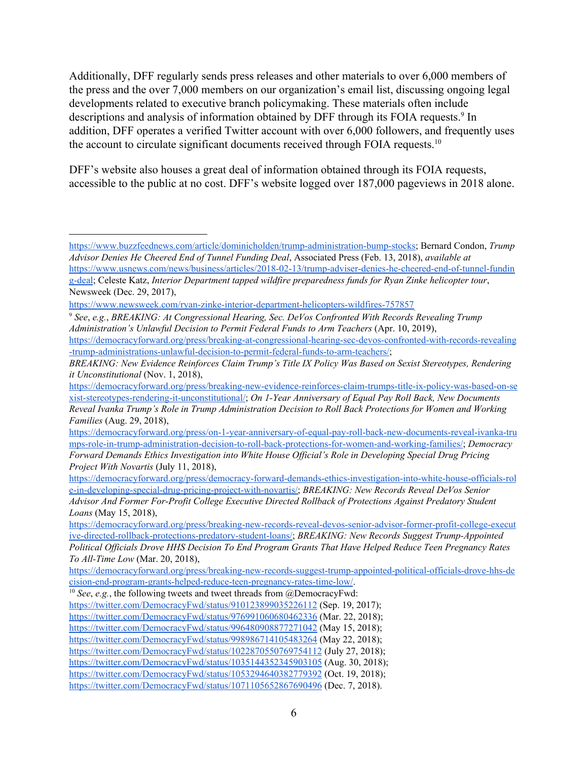Additionally, DFF regularly sends press releases and other materials to over 6,000 members of the press and the over 7,000 members on our organization's email list, discussing ongoing legal developments related to executive branch policymaking. These materials often include descriptions and analysis of information obtained by DFF through its FOIA requests.[9] In addition, DFF operates a verified Twitter account with over 6,000 followers, and frequently uses the account to circulate significant documents received through FOIA requests.[10]

DFF's website also houses a great deal of information obtained through its FOIA requests, accessible to the public at no cost. DFF's website logged over 187,000 pageviews in 2018 alone.

---

https://www.buzzfeednews.com/article/dominicholden/trump-administration-bump-stocks; Bernard Condon, *Trump Advisor Denies He Cheered End of Tunnel Funding Deal*, Associated Press (Feb. 13, 2018), *available at* https://www.usnews.com/news/business/articles/2018-02-13/trump-adviser-denies-he-cheered-end-of-tunnel-funding-deal; Celeste Katz, *Interior Department tapped wildfire preparedness funds for Ryan Zinke helicopter tour*, Newsweek (Dec. 29, 2017), https://www.newsweek.com/ryan-zinke-interior-department-helicopters-wildfires-757857

[9] *See*, *e.g.*, *BREAKING: At Congressional Hearing, Sec. DeVos Confronted With Records Revealing Trump Administration's Unlawful Decision to Permit Federal Funds to Arm Teachers* (Apr. 10, 2019), https://democracyforward.org/press/breaking-at-congressional-hearing-sec-devos-confronted-with-records-revealing-trump-administrations-unlawful-decision-to-permit-federal-funds-to-arm-teachers/; *BREAKING: New Evidence Reinforces Claim Trump's Title IX Policy Was Based on Sexist Stereotypes, Rendering it Unconstitutional* (Nov. 1, 2018), https://democracyforward.org/press/breaking-new-evidence-reinforces-claim-trumps-title-ix-policy-was-based-on-sexist-stereotypes-rendering-it-unconstitutional/; *On 1-Year Anniversary of Equal Pay Roll Back, New Documents Reveal Ivanka Trump's Role in Trump Administration Decision to Roll Back Protections for Women and Working Families* (Aug. 29, 2018), https://democracyforward.org/press/on-1-year-anniversary-of-equal-pay-roll-back-new-documents-reveal-ivanka-trumps-role-in-trump-administration-decision-to-roll-back-protections-for-women-and-working-families/; *Democracy Forward Demands Ethics Investigation into White House Official's Role in Developing Special Drug Pricing Project With Novartis* (July 11, 2018), https://democracyforward.org/press/democracy-forward-demands-ethics-investigation-into-white-house-officials-role-in-developing-special-drug-pricing-project-with-novartis/; *BREAKING: New Records Reveal DeVos Senior Advisor And Former For-Profit College Executive Directed Rollback of Protections Against Predatory Student Loans* (May 15, 2018), https://democracyforward.org/press/breaking-new-records-reveal-devos-senior-advisor-former-profit-college-executive-directed-rollback-protections-predatory-student-loans/; *BREAKING: New Records Suggest Trump-Appointed Political Officials Drove HHS Decision To End Program Grants That Have Helped Reduce Teen Pregnancy Rates To All-Time Low* (Mar. 20, 2018), https://democracyforward.org/press/breaking-new-records-suggest-trump-appointed-political-officials-drove-hhs-decision-end-program-grants-helped-reduce-teen-pregnancy-rates-time-low/.

[10] *See*, *e.g.*, the following tweets and tweet threads from @DemocracyFwd:
https://twitter.com/DemocracyFwd/status/910123899035226112 (Sep. 19, 2017);
https://twitter.com/DemocracyFwd/status/976991060680462336 (Mar. 22, 2018);
https://twitter.com/DemocracyFwd/status/996480908877271042 (May 15, 2018);
https://twitter.com/DemocracyFwd/status/998986714105483264 (May 22, 2018);
https://twitter.com/DemocracyFwd/status/1022870550769754112 (July 27, 2018);
https://twitter.com/DemocracyFwd/status/1035144352345903105 (Aug. 30, 2018);
https://twitter.com/DemocracyFwd/status/1053294640382779392 (Oct. 19, 2018);
https://twitter.com/DemocracyFwd/status/1071105652867690496 (Dec. 7, 2018).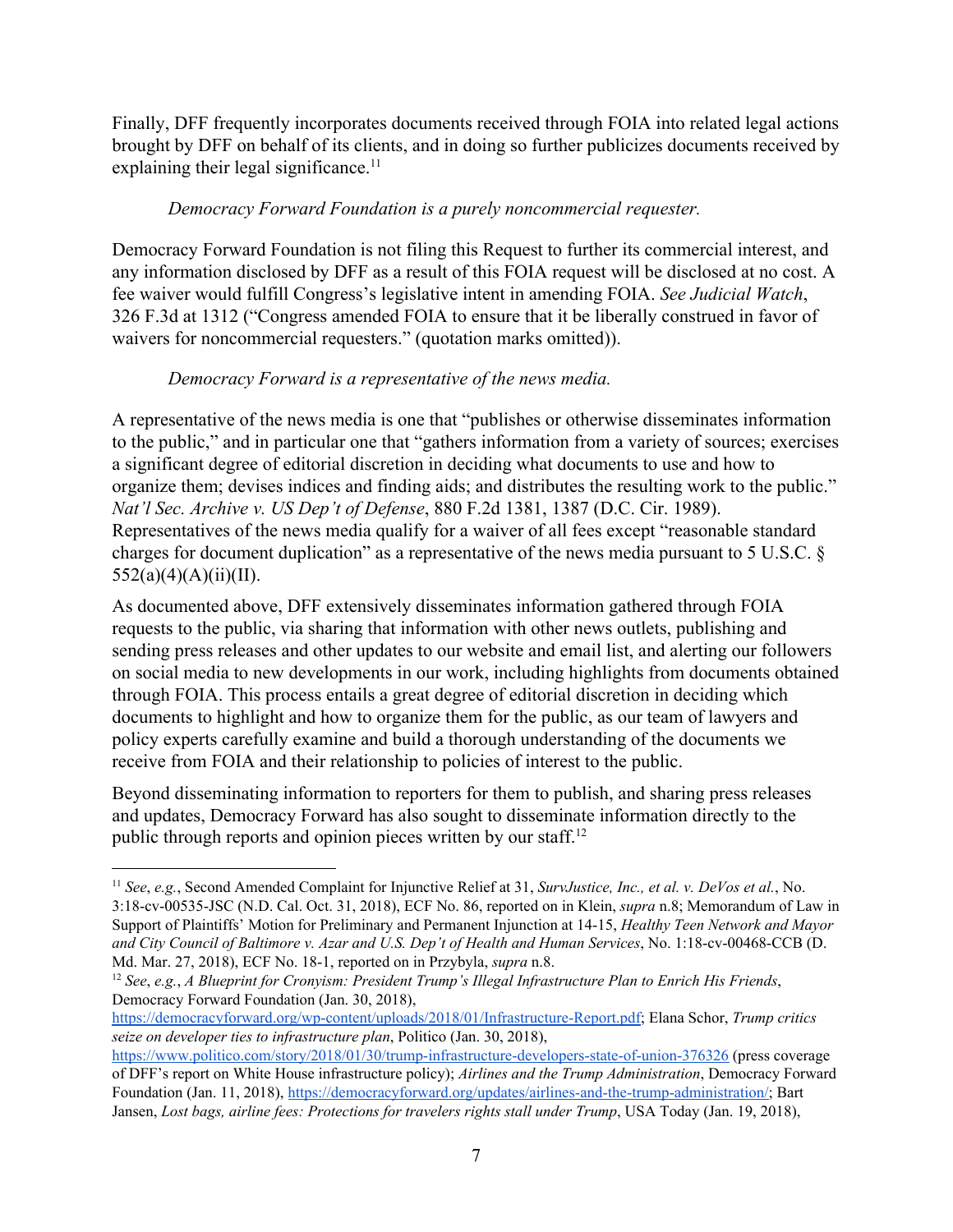Finally, DFF frequently incorporates documents received through FOIA into related legal actions brought by DFF on behalf of its clients, and in doing so further publicizes documents received by explaining their legal significance.[11]

*Democracy Forward Foundation is a purely noncommercial requester.*

Democracy Forward Foundation is not filing this Request to further its commercial interest, and any information disclosed by DFF as a result of this FOIA request will be disclosed at no cost. A fee waiver would fulfill Congress's legislative intent in amending FOIA. *See Judicial Watch*, 326 F.3d at 1312 ("Congress amended FOIA to ensure that it be liberally construed in favor of waivers for noncommercial requesters." (quotation marks omitted)).

*Democracy Forward is a representative of the news media.*

A representative of the news media is one that "publishes or otherwise disseminates information to the public," and in particular one that "gathers information from a variety of sources; exercises a significant degree of editorial discretion in deciding what documents to use and how to organize them; devises indices and finding aids; and distributes the resulting work to the public." *Nat'l Sec. Archive v. US Dep't of Defense*, 880 F.2d 1381, 1387 (D.C. Cir. 1989). Representatives of the news media qualify for a waiver of all fees except "reasonable standard charges for document duplication" as a representative of the news media pursuant to 5 U.S.C. § 552(a)(4)(A)(ii)(II).

As documented above, DFF extensively disseminates information gathered through FOIA requests to the public, via sharing that information with other news outlets, publishing and sending press releases and other updates to our website and email list, and alerting our followers on social media to new developments in our work, including highlights from documents obtained through FOIA. This process entails a great degree of editorial discretion in deciding which documents to highlight and how to organize them for the public, as our team of lawyers and policy experts carefully examine and build a thorough understanding of the documents we receive from FOIA and their relationship to policies of interest to the public.

Beyond disseminating information to reporters for them to publish, and sharing press releases and updates, Democracy Forward has also sought to disseminate information directly to the public through reports and opinion pieces written by our staff.[12]

---

[11] *See*, *e.g.*, Second Amended Complaint for Injunctive Relief at 31, *SurvJustice, Inc., et al. v. DeVos et al.*, No. 3:18-cv-00535-JSC (N.D. Cal. Oct. 31, 2018), ECF No. 86, reported on in Klein, *supra* n.8; Memorandum of Law in Support of Plaintiffs' Motion for Preliminary and Permanent Injunction at 14-15, *Healthy Teen Network and Mayor and City Council of Baltimore v. Azar and U.S. Dep't of Health and Human Services*, No. 1:18-cv-00468-CCB (D. Md. Mar. 27, 2018), ECF No. 18-1, reported on in Przybyla, *supra* n.8.

[12] *See*, *e.g.*, *A Blueprint for Cronyism: President Trump's Illegal Infrastructure Plan to Enrich His Friends*, Democracy Forward Foundation (Jan. 30, 2018), https://democracyforward.org/wp-content/uploads/2018/01/Infrastructure-Report.pdf; Elana Schor, *Trump critics seize on developer ties to infrastructure plan*, Politico (Jan. 30, 2018), https://www.politico.com/story/2018/01/30/trump-infrastructure-developers-state-of-union-376326 (press coverage of DFF's report on White House infrastructure policy); *Airlines and the Trump Administration*, Democracy Forward Foundation (Jan. 11, 2018), https://democracyforward.org/updates/airlines-and-the-trump-administration/; Bart Jansen, *Lost bags, airline fees: Protections for travelers rights stall under Trump*, USA Today (Jan. 19, 2018),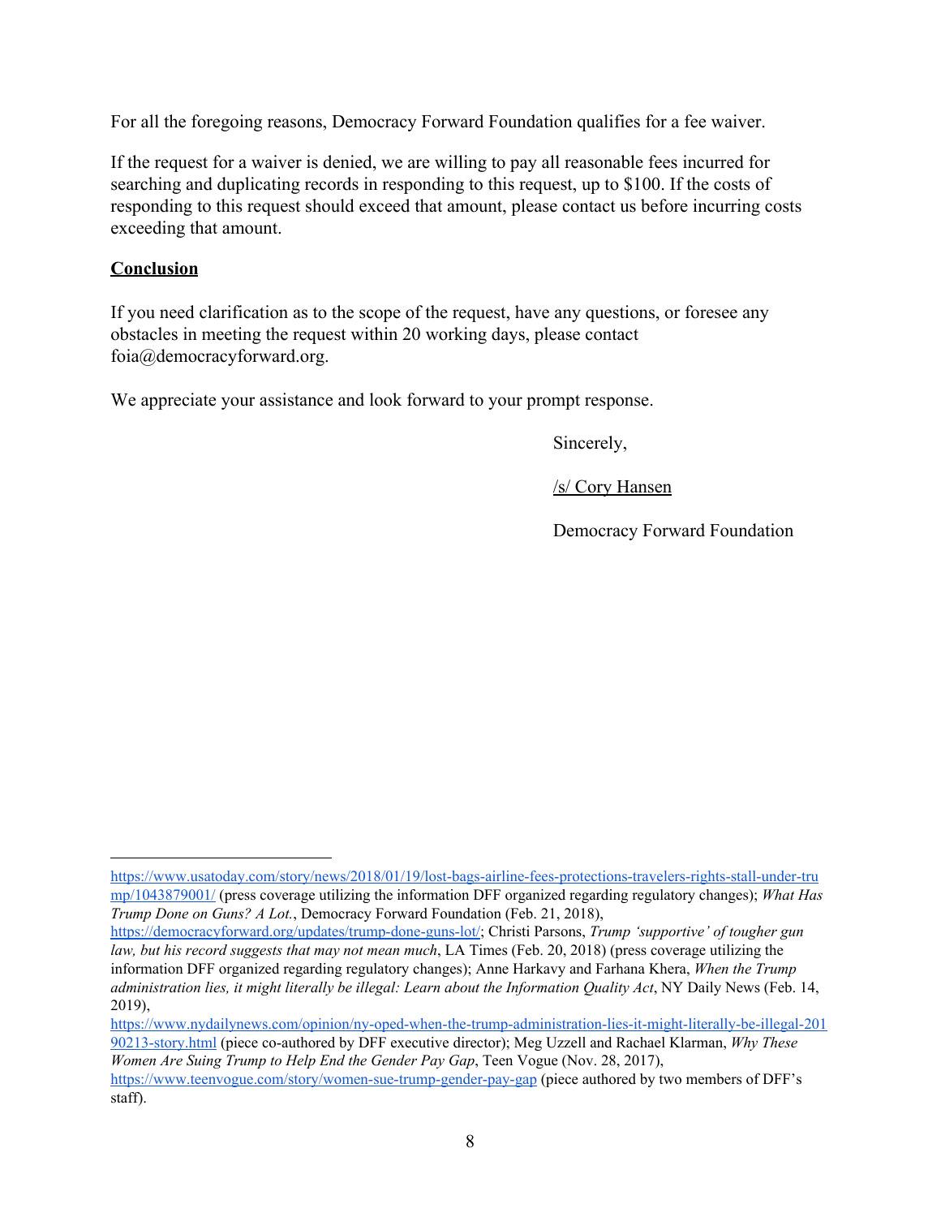For all the foregoing reasons, Democracy Forward Foundation qualifies for a fee waiver.

If the request for a waiver is denied, we are willing to pay all reasonable fees incurred for searching and duplicating records in responding to this request, up to $100. If the costs of responding to this request should exceed that amount, please contact us before incurring costs exceeding that amount.

## **Conclusion**

If you need clarification as to the scope of the request, have any questions, or foresee any obstacles in meeting the request within 20 working days, please contact foia@democracyforward.org.

We appreciate your assistance and look forward to your prompt response.

Sincerely,

/s/ Cory Hansen

Democracy Forward Foundation

---

https://www.usatoday.com/story/news/2018/01/19/lost-bags-airline-fees-protections-travelers-rights-stall-under-trump/1043879001/ (press coverage utilizing the information DFF organized regarding regulatory changes); *What Has Trump Done on Guns? A Lot.*, Democracy Forward Foundation (Feb. 21, 2018), https://democracyforward.org/updates/trump-done-guns-lot/; Christi Parsons, *Trump 'supportive' of tougher gun law, but his record suggests that may not mean much*, LA Times (Feb. 20, 2018) (press coverage utilizing the information DFF organized regarding regulatory changes); Anne Harkavy and Farhana Khera, *When the Trump administration lies, it might literally be illegal: Learn about the Information Quality Act*, NY Daily News (Feb. 14, 2019), https://www.nydailynews.com/opinion/ny-oped-when-the-trump-administration-lies-it-might-literally-be-illegal-20190213-story.html (piece co-authored by DFF executive director); Meg Uzzell and Rachael Klarman, *Why These Women Are Suing Trump to Help End the Gender Pay Gap*, Teen Vogue (Nov. 28, 2017), https://www.teenvogue.com/story/women-sue-trump-gender-pay-gap (piece authored by two members of DFF's staff).